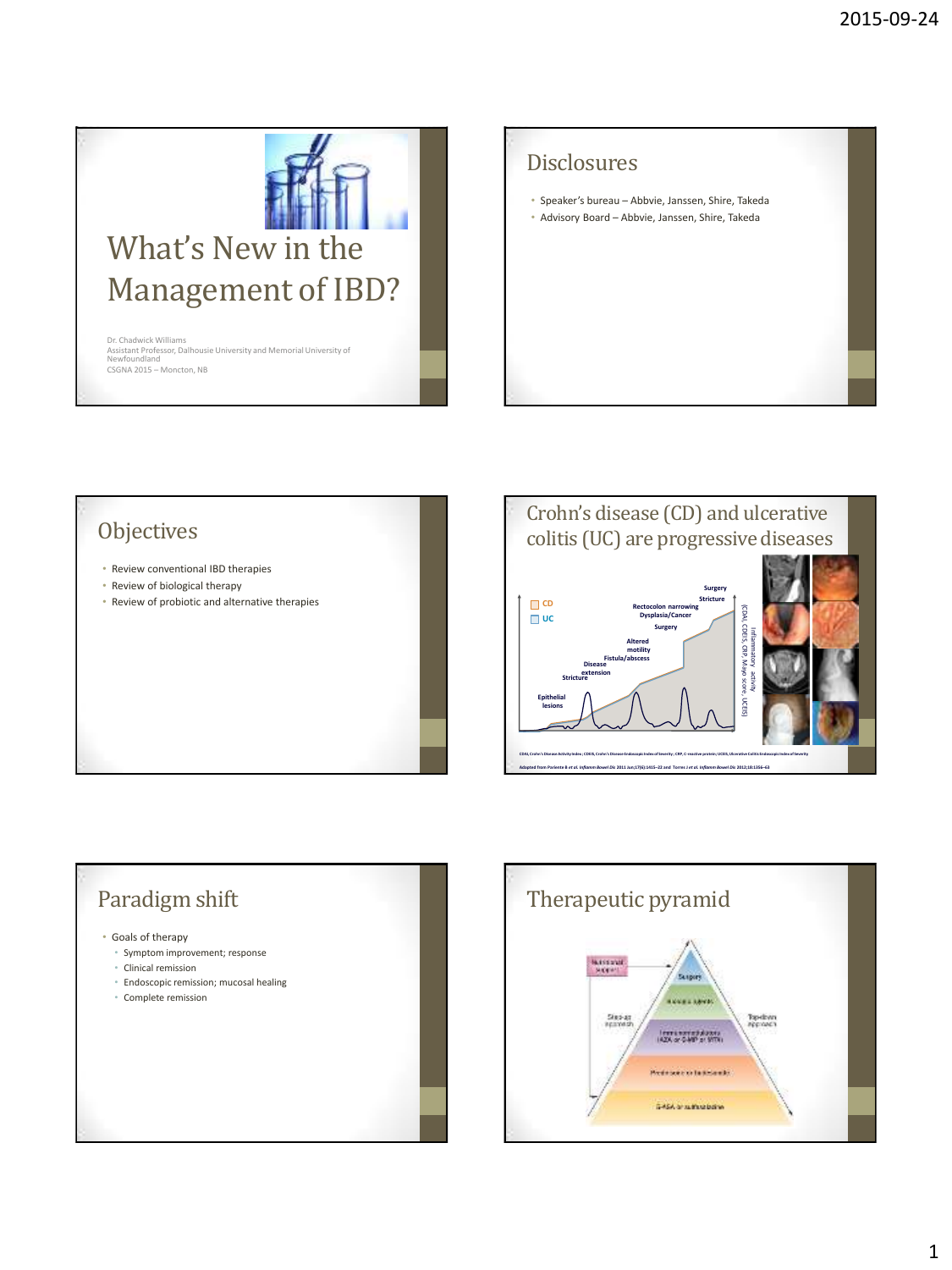# What's New in the Management of IBD?

Dr. Chadwick Williams
Assistant Professor, Dalhousie University and Memorial University of Newfoundland
CSGNA 2015 – Moncton, NB

## Disclosures

- Speaker's bureau – Abbvie, Janssen, Shire, Takeda
- Advisory Board – Abbvie, Janssen, Shire, Takeda

## Objectives

- Review conventional IBD therapies
- Review of biological therapy
- Review of probiotic and alternative therapies

## Crohn's disease (CD) and ulcerative colitis (UC) are progressive diseases

CD
UC

Epithelial lesions
Stricture
Disease extension
Fistula/abscess
Altered motility
Surgery
Rectocolon narrowing
Dysplasia/Cancer
Stricture
Surgery

Inflammatory activity (CDAI, CDEIS, CRP, Mayo score, UCEIS)

CDAI, Crohn's Disease Activity Index; CDEIS, Crohn's Disease Endoscopic Index of Severity; CRP, C-reactive protein; UCEIS, Ulcerative Colitis Endoscopic Index of Severity

Adapted from Pariente B *et al. Inflamm Bowel Dis* 2011 Jun;17(6):1415–22 and Torres J *et al. Inflamm Bowel Dis* 2012;18:1356–63

## Paradigm shift

- Goals of therapy
  - Symptom improvement; response
  - Clinical remission
  - Endoscopic remission; mucosal healing
  - Complete remission

## Therapeutic pyramid

Nutritional support
Surgery
Biologic agents
Immunomodulators (AZA or 6-MP or MTX)
Prednisone or budesonide
5-ASA or sulfasalazine
Step-up approach
Top-down approach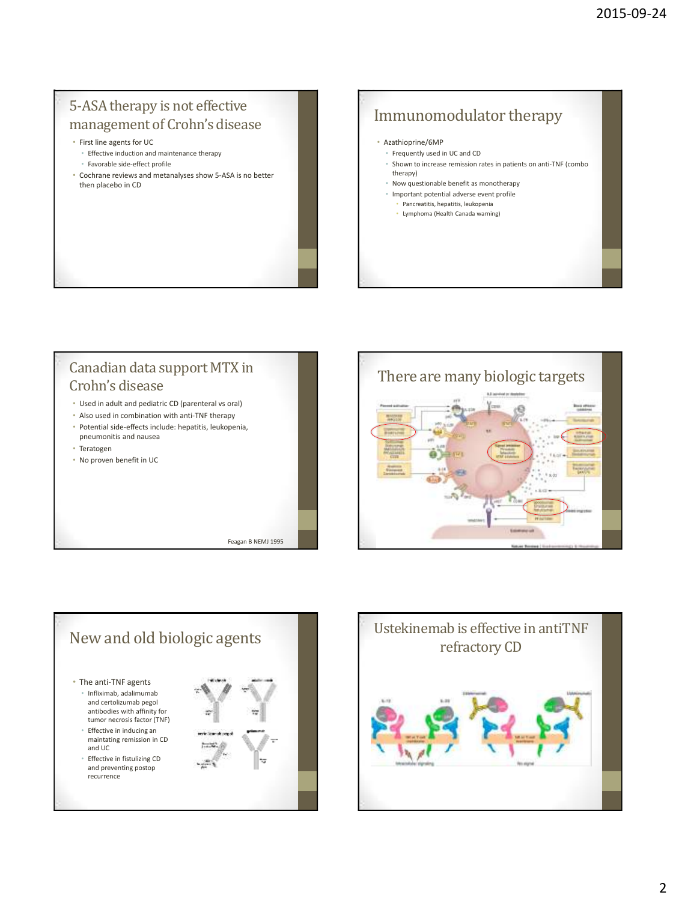## 5-ASA therapy is not effective management of Crohn's disease

- First line agents for UC
  - Effective induction and maintenance therapy
  - Favorable side-effect profile
- Cochrane reviews and metanalyses show 5-ASA is no better then placebo in CD

## Immunomodulator therapy

- Azathioprine/6MP
  - Frequently used in UC and CD
  - Shown to increase remission rates in patients on anti-TNF (combo therapy)
  - Now questionable benefit as monotherapy
  - Important potential adverse event profile
    - Pancreatitis, hepatitis, leukopenia
    - Lymphoma (Health Canada warning)

## Canadian data support MTX in Crohn's disease

- Used in adult and pediatric CD (parenteral vs oral)
- Also used in combination with anti-TNF therapy
- Potential side-effects include: hepatitis, leukopenia, pneumonitis and nausea
- Teratogen
- No proven benefit in UC

Feagan B NEMJ 1995

## There are many biologic targets

## New and old biologic agents

- The anti-TNF agents
  - Infliximab, adalimumab and certolizumab pegol antibodies with affinity for tumor necrosis factor (TNF)
  - Effective in inducing an maintating remission in CD and UC
  - Effective in fistulizing CD and preventing postop recurrence

## Ustekinemab is effective in antiTNF refractory CD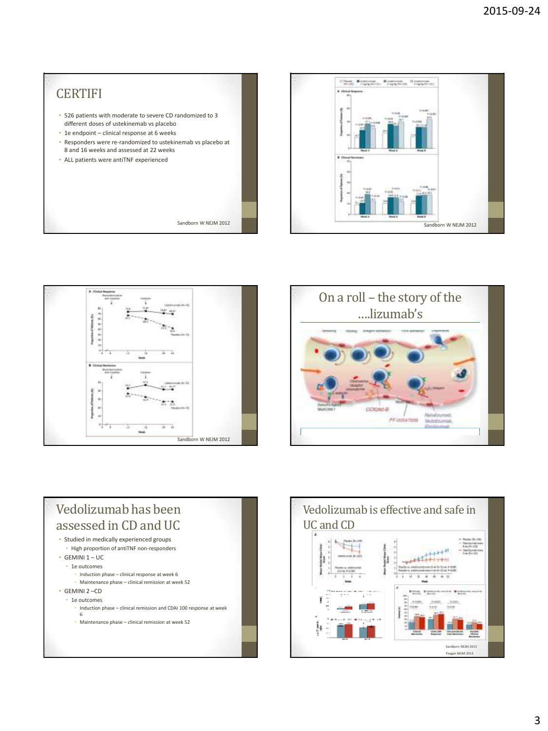## CERTIFI

- 526 patients with moderate to severe CD randomized to 3 different doses of ustekinemab vs placebo
- 1e endpoint – clinical response at 6 weeks
- Responders were re-randomized to ustekinemab vs placebo at 8 and 16 weeks and assessed at 22 weeks
- ALL patients were antiTNF experienced

Sandborn W NEJM 2012

Sandborn W NEJM 2012

Sandborn W NEJM 2012

## On a roll – the story of the ....lizumab's

## Vedolizumab has been assessed in CD and UC

- Studied in medically experienced groups
  - High proportion of antiTNF non-responders
- GEMINI 1 – UC
  - 1e outcomes
    - Induction phase – clinical response at week 6
    - Maintenance phase – clinical remission at week 52
- GEMINI 2 –CD
  - 1e outcomes
    - Induction phase – clinical remission and CDAI 100 response at week 6
    - Maintenance phase – clinical remission at week 52

## Vedolizumab is effective and safe in UC and CD

Sandborn NEJM 2013

Feagan NEJM 2013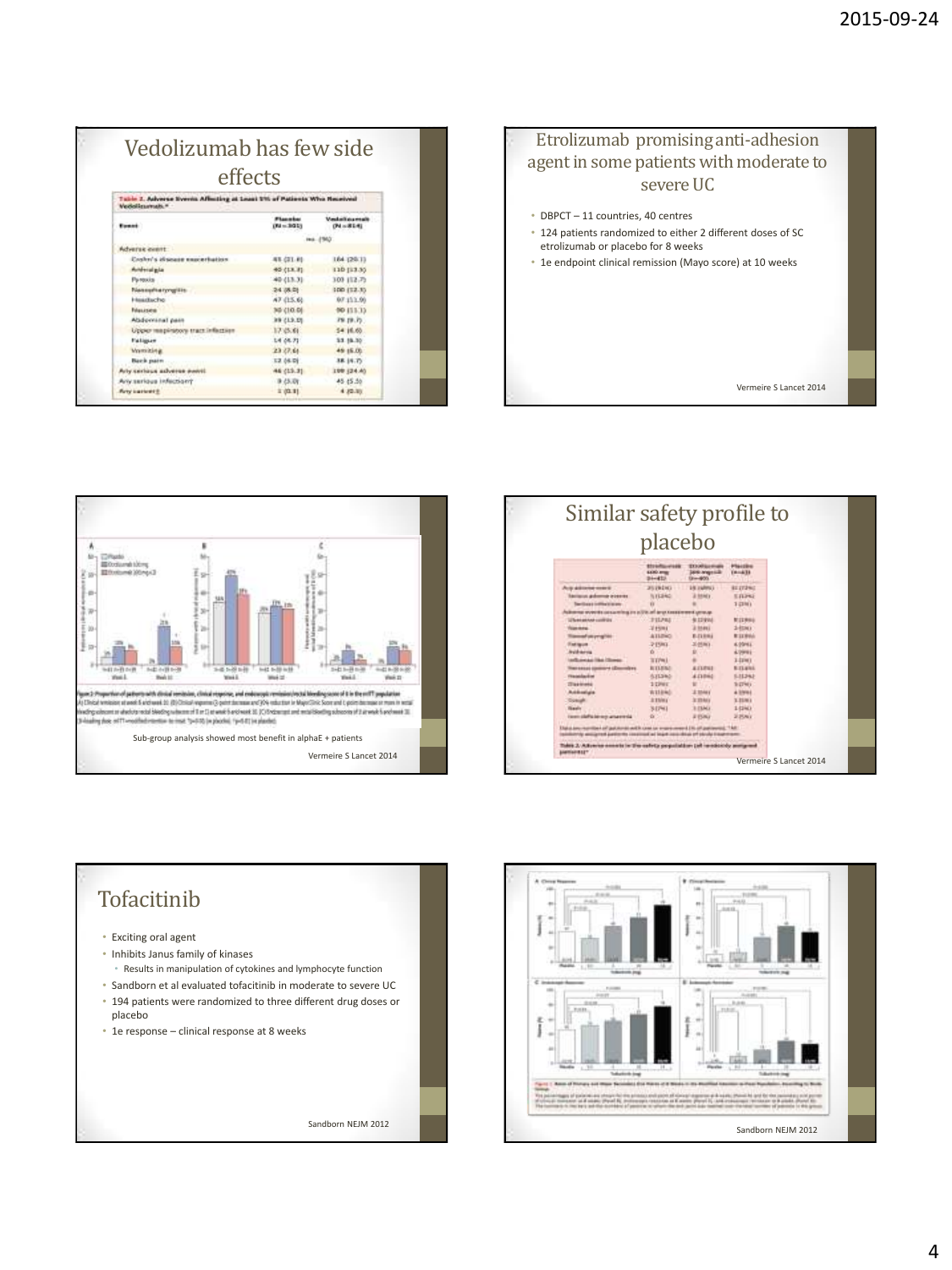## Vedolizumab has few side effects

Table 2. Adverse Events Affecting at Least 5% of Patients Who Received Vedolizumab.*

| Event | Placebo (N=301) | Vedolizumab (N=814) |
|---|---|---|
| | no. (%) | |
| Adverse event | | |
| Crohn's disease exacerbation | 65 (21.6) | 164 (20.1) |
| Arthralgia | 40 (13.3) | 110 (13.5) |
| Pyrexia | 40 (13.3) | 103 (12.7) |
| Nasopharyngitis | 24 (8.0) | 100 (12.3) |
| Headache | 47 (15.6) | 97 (11.9) |
| Nausea | 30 (10.0) | 90 (11.1) |
| Abdominal pain | 39 (13.0) | 79 (9.7) |
| Upper respiratory tract infection | 17 (5.6) | 54 (6.6) |
| Fatigue | 14 (4.7) | 53 (6.5) |
| Vomiting | 23 (7.6) | 49 (6.0) |
| Back pain | 12 (4.0) | 38 (4.7) |
| Any serious adverse event | 46 (15.3) | 199 (24.4) |
| Any serious infection† | 9 (3.0) | 45 (5.5) |
| Any cancer‡ | 1 (0.3) | 4 (0.5) |

## Etrolizumab promising anti-adhesion agent in some patients with moderate to severe UC

- DBPCT – 11 countries, 40 centres
- 124 patients randomized to either 2 different doses of SC etrolizumab or placebo for 8 weeks
- 1e endpoint clinical remission (Mayo score) at 10 weeks

Vermeire S Lancet 2014

---

Figure 2: Proportion of patients with clinical remission, clinical response, and endoscopic remission/rectal bleeding score of 0 in the mITT population

Sub-group analysis showed most benefit in alphaE + patients

Vermeire S Lancet 2014

## Similar safety profile to placebo

Table 2: Adverse events in the safety population (all randomly assigned patients)*

Vermeire S Lancet 2014

---

## Tofacitinib

- Exciting oral agent
- Inhibits Janus family of kinases
  - Results in manipulation of cytokines and lymphocyte function
- Sandborn et al evaluated tofacitinib in moderate to severe UC
- 194 patients were randomized to three different drug doses or placebo
- 1e response – clinical response at 8 weeks

Sandborn NEJM 2012

---

Figure 1. Rates of Primary and Major Secondary End Points at 8 Weeks in the Modified Intention-to-Treat Population, According to Study Group.

Sandborn NEJM 2012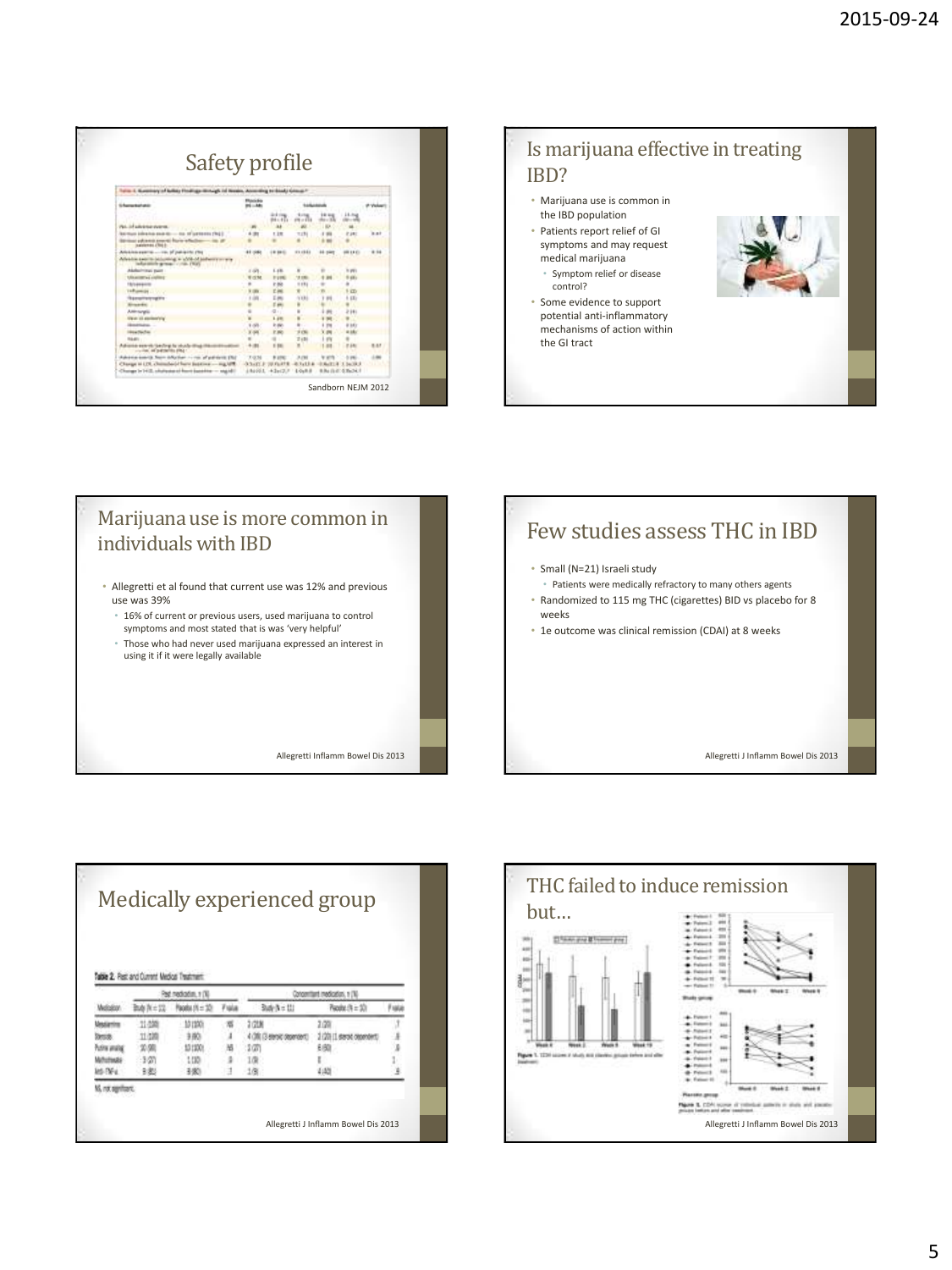## Safety profile

Sandborn NEJM 2012

## Is marijuana effective in treating IBD?

- Marijuana use is common in the IBD population
- Patients report relief of GI symptoms and may request medical marijuana
  - Symptom relief or disease control?
- Some evidence to support potential anti-inflammatory mechanisms of action within the GI tract

## Marijuana use is more common in individuals with IBD

- Allegretti et al found that current use was 12% and previous use was 39%
  - 16% of current or previous users, used marijuana to control symptoms and most stated that is was 'very helpful'
  - Those who had never used marijuana expressed an interest in using it if it were legally available

Allegretti Inflamm Bowel Dis 2013

## Few studies assess THC in IBD

- Small (N=21) Israeli study
  - Patients were medically refractory to many others agents
- Randomized to 115 mg THC (cigarettes) BID vs placebo for 8 weeks
- 1e outcome was clinical remission (CDAI) at 8 weeks

Allegretti J Inflamm Bowel Dis 2013

## Medically experienced group

Table 2. Past and Current Medical Treatment

| | Past medication, n (%) | | | Concomitant medication, n (%) | | |
|---|---|---|---|---|---|---|
| Medication | Study (N = 11) | Placebo (N = 10) | P value | Study (N = 11) | Placebo (N = 10) | P value |
| Mesalamine | 11 (100) | 10 (100) | NS | 2 (18) | 2 (20) | .7 |
| Steroids | 11 (100) | 9 (90) | .4 | 4 (36) (3 steroid dependent) | 2 (20) (1 steroid dependent) | .6 |
| Purine analog | 10 (90) | 10 (100) | NS | 3 (27) | 6 (60) | .6 |
| Methotrexate | 3 (27) | 1 (10) | .6 | 1 (9) | 0 | 1 |
| Anti-TNF-α | 9 (82) | 8 (80) | .7 | 1 (9) | 4 (40) | .5 |

NS, not significant.

Allegretti J Inflamm Bowel Dis 2013

## THC failed to induce remission but…

Figure 1. CDAI scores in study and placebo groups before and after treatment.

Figure 3. CDAI scores of individual patients in study and placebo groups before and after treatment.

Allegretti J Inflamm Bowel Dis 2013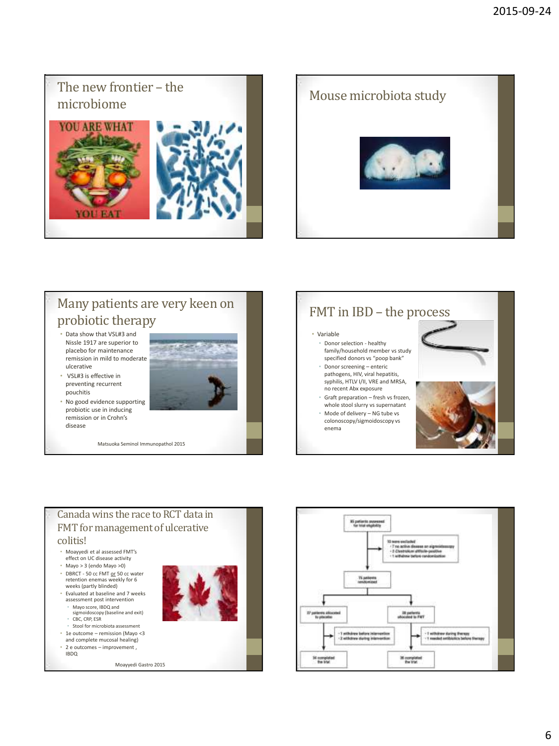## The new frontier – the microbiome

YOU ARE WHAT YOU EAT

## Mouse microbiota study

## Many patients are very keen on probiotic therapy

- Data show that VSL#3 and Nissle 1917 are superior to placebo for maintenance remission in mild to moderate ulcerative
- VSL#3 is effective in preventing recurrent pouchitis
- No good evidence supporting probiotic use in inducing remission or in Crohn's disease

Matsuoka Seminol Immunopathol 2015

## FMT in IBD – the process

- Variable
  - Donor selection - healthy family/household member vs study specified donors vs "poop bank"
  - Donor screening – enteric pathogens, HIV, viral hepatitis, syphilis, HTLV I/II, VRE and MRSA, no recent Abx exposure
  - Graft preparation – fresh vs frozen, whole stool slurry vs supernatant
  - Mode of delivery – NG tube vs colonoscopy/sigmoidoscopy vs enema

## Canada wins the race to RCT data in FMT for management of ulcerative colitis!

- Moayyedi et al assessed FMT's effect on UC disease activity
- Mayo > 3 (endo Mayo >0)
- DBRCT - 50 cc FMT or 50 cc water retention enemas weekly for 6 weeks (partly blinded)
- Evaluated at baseline and 7 weeks assessment post intervention
  - Mayo score, IBDQ and sigmoidoscopy (baseline and exit)
  - CBC, CRP, ESR
  - Stool for microbiota assessment
- 1e outcome – remission (Mayo <3 and complete mucosal healing)
- 2 e outcomes – improvement , IBDQ

Moayyedi Gastro 2015

85 patients assessed for trial eligibility

10 were excluded
- 7 no active disease on sigmoidoscopy
- 2 Clostridium difficile-positive
- 1 withdrew before randomization

75 patients randomized

37 patients allocated to placebo
- 1 withdrew before intervention
- 2 withdrew during intervention

34 completed the trial

38 patients allocated to FMT
- 1 withdrew during therapy
- 1 needed antibiotics before therapy

36 completed the trial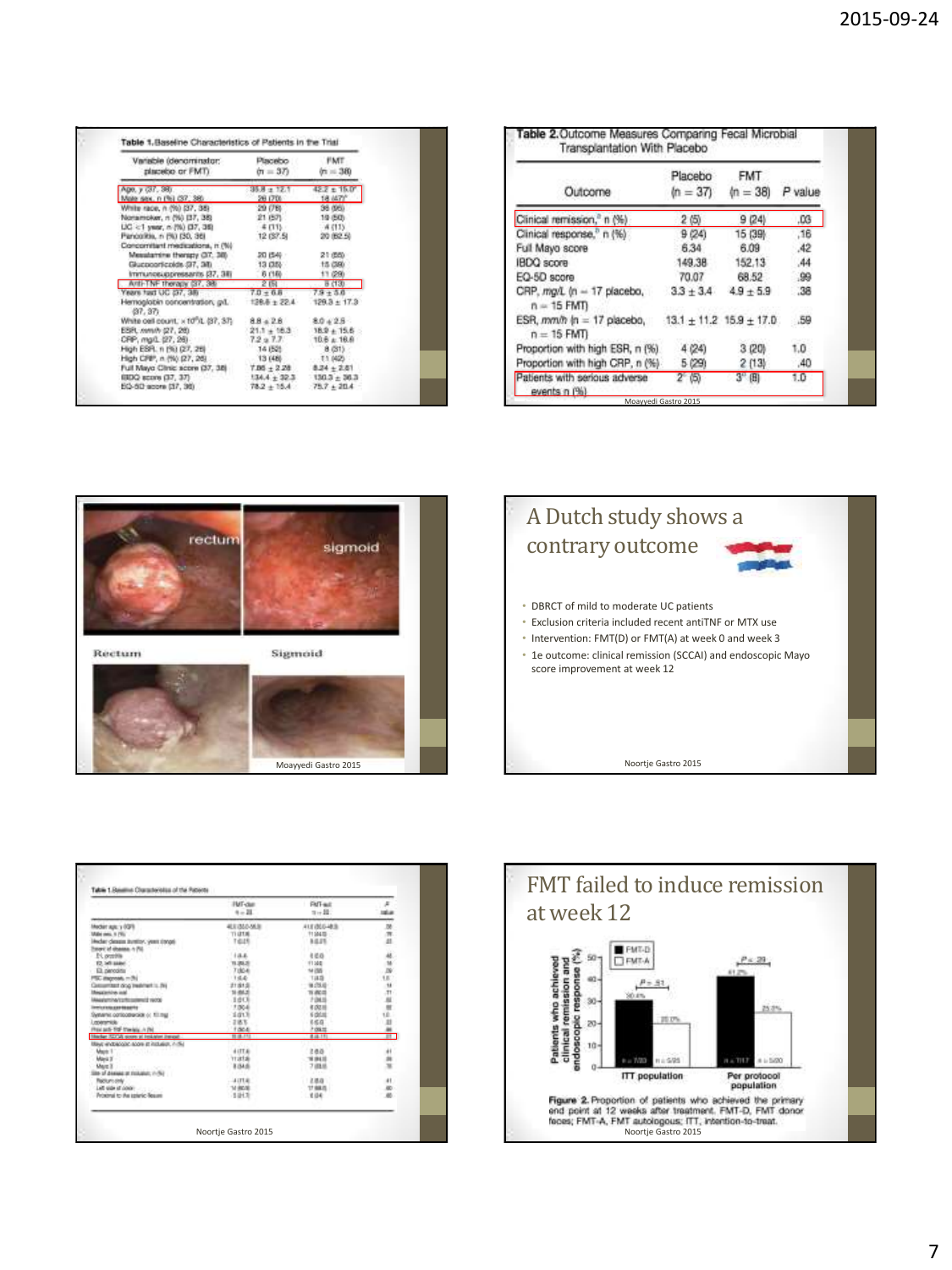2015-09-24

**Table 1.** Baseline Characteristics of Patients in the Trial

| Variable (denominator: placebo or FMT) | Placebo (n = 37) | FMT (n = 38) |
|---|---|---|
| Age, y (37, 38) | 35.8 ± 12.1 | 42.2 ± 15.0[a] |
| Male sex, n (%) (37, 38) | 26 (70) | 18 (47)[a] |
| White race, n (%) (37, 38) | 29 (78) | 36 (95) |
| Nonsmoker, n (%) (37, 38) | 21 (57) | 19 (50) |
| UC <1 year, n (%) (37, 38) | 4 (11) | 4 (11) |
| Pancolitis, n (%) (30, 35) | 12 (37.5) | 20 (62.5) |
| Concomitant medications, n (%) | | |
| Mesalamine therapy (37, 38) | 20 (54) | 21 (55) |
| Glucocorticoids (37, 38) | 13 (35) | 15 (39) |
| Immunosuppressants (37, 38) | 6 (16) | 11 (29) |
| Anti-TNF therapy (37, 38) | 2 (5) | 5 (13) |
| Years had UC (37, 38) | 7.0 ± 6.8 | 7.9 ± 5.6 |
| Hemoglobin concentration, g/L (37, 37) | 128.8 ± 22.4 | 129.3 ± 17.3 |
| White cell count, × 10[9]/L (37, 37) | 8.8 ± 2.8 | 8.0 ± 2.5 |
| ESR, mm/h (27, 28) | 21.1 ± 18.3 | 18.9 ± 15.6 |
| CRP, mg/L (27, 28) | 7.2 ± 7.7 | 10.6 ± 16.6 |
| High ESR, n (%) (27, 28) | 14 (52) | 8 (31) |
| High CRP, n (%) (27, 28) | 13 (48) | 11 (42) |
| Full Mayo Clinic score (37, 38) | 7.86 ± 2.28 | 8.24 ± 2.81 |
| IBDQ score (37, 37) | 134.4 ± 32.3 | 130.3 ± 36.3 |
| EQ-5D score (37, 36) | 78.2 ± 15.4 | 75.7 ± 20.4 |

**Table 2.** Outcome Measures Comparing Fecal Microbial Transplantation With Placebo

| Outcome | Placebo (n = 37) | FMT (n = 38) | P value |
|---|---|---|---|
| Clinical remission,[a] n (%) | 2 (5) | 9 (24) | .03 |
| Clinical response,[b] n (%) | 9 (24) | 15 (39) | .16 |
| Full Mayo score | 6.34 | 6.09 | .42 |
| IBDQ score | 149.38 | 152.13 | .44 |
| EQ-5D score | 70.07 | 68.52 | .99 |
| CRP, mg/L (n = 17 placebo, n = 15 FMT) | 3.3 ± 3.4 | 4.9 ± 5.9 | .38 |
| ESR, mm/h (n = 17 placebo, n = 15 FMT) | 13.1 ± 11.2 | 15.9 ± 17.0 | .59 |
| Proportion with high ESR, n (%) | 4 (24) | 3 (20) | 1.0 |
| Proportion with high CRP, n (%) | 5 (29) | 2 (13) | .40 |
| Patients with serious adverse events n (%) | 2[c] (5) | 3[c] (8) | 1.0 |

Moayyedi Gastro 2015

rectum — sigmoid

Rectum — Sigmoid

Moayyedi Gastro 2015

# A Dutch study shows a contrary outcome

- DBRCT of mild to moderate UC patients
- Exclusion criteria included recent antiTNF or MTX use
- Intervention: FMT(D) or FMT(A) at week 0 and week 3
- 1e outcome: clinical remission (SCCAI) and endoscopic Mayo score improvement at week 12

Noortje Gastro 2015

**Table 1.** Baseline Characteristics of the Patients

Noortje Gastro 2015

# FMT failed to induce remission at week 12

| | FMT-D | FMT-A | P |
|---|---|---|---|
| ITT population | 30.4% (n = 7/23) | 20.0% (n = 5/25) | .51 |
| Per protocol population | 41.2% (n = 7/17) | 25.0% (n = 5/20) | .29 |

**Figure 2.** Proportion of patients who achieved the primary end point at 12 weeks after treatment. FMT-D, FMT donor feces; FMT-A, FMT autologous; ITT, intention-to-treat.

Noortje Gastro 2015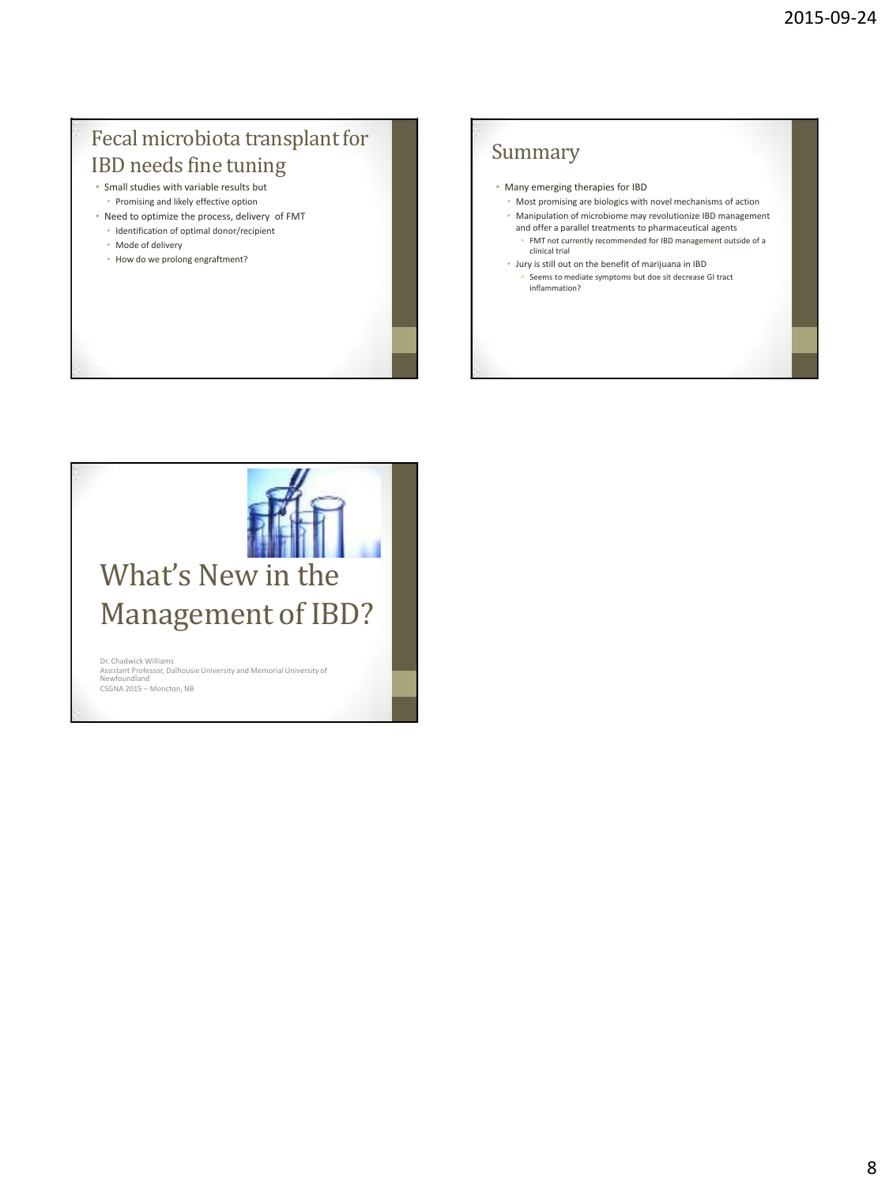## Fecal microbiota transplant for IBD needs fine tuning

- Small studies with variable results but
  - Promising and likely effective option
- Need to optimize the process, delivery of FMT
  - Identification of optimal donor/recipient
  - Mode of delivery
  - How do we prolong engraftment?

## Summary

- Many emerging therapies for IBD
  - Most promising are biologics with novel mechanisms of action
  - Manipulation of microbiome may revolutionize IBD management and offer a parallel treatments to pharmaceutical agents
    - FMT not currently recommended for IBD management outside of a clinical trial
  - Jury is still out on the benefit of marijuana in IBD
    - Seems to mediate symptoms but doe sit decrease GI tract inflammation?

# What's New in the Management of IBD?

Dr. Chadwick Williams
Assistant Professor, Dalhousie University and Memorial University of Newfoundland
CSGNA 2015 – Moncton, NB